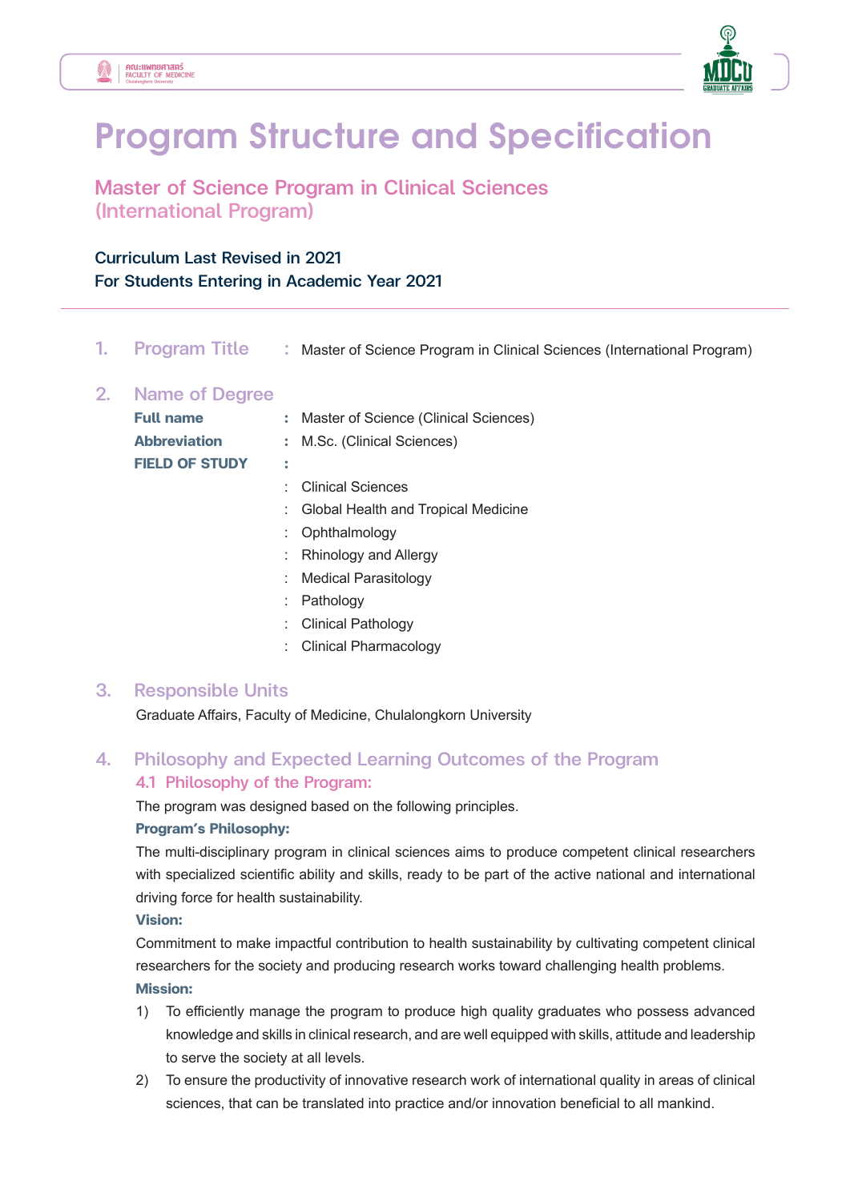# Program Structure and Specification

## Master of Science Program in Clinical Sciences (International Program)

**Curriculum Last Revised in 2021**
**For Students Entering in Academic Year 2021**

---

## 1. Program Title

: Master of Science Program in Clinical Sciences (International Program)

## 2. Name of Degree

**Full name** : Master of Science (Clinical Sciences)

**Abbreviation** : M.Sc. (Clinical Sciences)

**FIELD OF STUDY** :

- Clinical Sciences
- Global Health and Tropical Medicine
- Ophthalmology
- Rhinology and Allergy
- Medical Parasitology
- Pathology
- Clinical Pathology
- Clinical Pharmacology

## 3. Responsible Units

Graduate Affairs, Faculty of Medicine, Chulalongkorn University

## 4. Philosophy and Expected Learning Outcomes of the Program

### 4.1 Philosophy of the Program:

The program was designed based on the following principles.

**Program's Philosophy:**

The multi-disciplinary program in clinical sciences aims to produce competent clinical researchers with specialized scientific ability and skills, ready to be part of the active national and international driving force for health sustainability.

**Vision:**

Commitment to make impactful contribution to health sustainability by cultivating competent clinical researchers for the society and producing research works toward challenging health problems.

**Mission:**

1) To efficiently manage the program to produce high quality graduates who possess advanced knowledge and skills in clinical research, and are well equipped with skills, attitude and leadership to serve the society at all levels.
2) To ensure the productivity of innovative research work of international quality in areas of clinical sciences, that can be translated into practice and/or innovation beneficial to all mankind.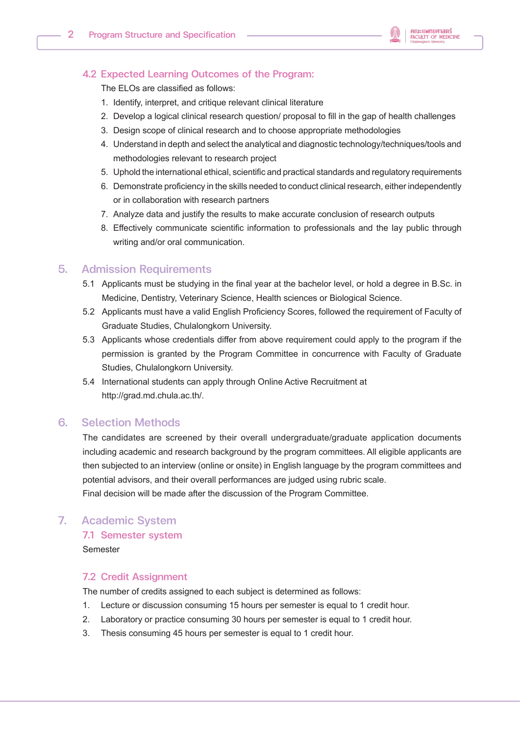### 4.2 Expected Learning Outcomes of the Program:

The ELOs are classified as follows:

1. Identify, interpret, and critique relevant clinical literature
2. Develop a logical clinical research question/ proposal to fill in the gap of health challenges
3. Design scope of clinical research and to choose appropriate methodologies
4. Understand in depth and select the analytical and diagnostic technology/techniques/tools and methodologies relevant to research project
5. Uphold the international ethical, scientific and practical standards and regulatory requirements
6. Demonstrate proficiency in the skills needed to conduct clinical research, either independently or in collaboration with research partners
7. Analyze data and justify the results to make accurate conclusion of research outputs
8. Effectively communicate scientific information to professionals and the lay public through writing and/or oral communication.

## 5. Admission Requirements

5.1 Applicants must be studying in the final year at the bachelor level, or hold a degree in B.Sc. in Medicine, Dentistry, Veterinary Science, Health sciences or Biological Science.

5.2 Applicants must have a valid English Proficiency Scores, followed the requirement of Faculty of Graduate Studies, Chulalongkorn University.

5.3 Applicants whose credentials differ from above requirement could apply to the program if the permission is granted by the Program Committee in concurrence with Faculty of Graduate Studies, Chulalongkorn University.

5.4 International students can apply through Online Active Recruitment at http://grad.md.chula.ac.th/.

## 6. Selection Methods

The candidates are screened by their overall undergraduate/graduate application documents including academic and research background by the program committees. All eligible applicants are then subjected to an interview (online or onsite) in English language by the program committees and potential advisors, and their overall performances are judged using rubric scale.

Final decision will be made after the discussion of the Program Committee.

## 7. Academic System

### 7.1 Semester system

Semester

### 7.2 Credit Assignment

The number of credits assigned to each subject is determined as follows:

1. Lecture or discussion consuming 15 hours per semester is equal to 1 credit hour.
2. Laboratory or practice consuming 30 hours per semester is equal to 1 credit hour.
3. Thesis consuming 45 hours per semester is equal to 1 credit hour.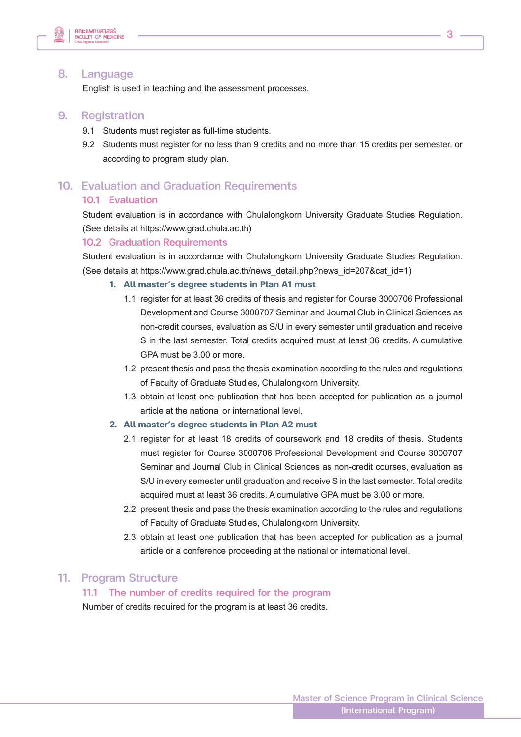## 8. Language

English is used in teaching and the assessment processes.

## 9. Registration

9.1 Students must register as full-time students.

9.2 Students must register for no less than 9 credits and no more than 15 credits per semester, or according to program study plan.

## 10. Evaluation and Graduation Requirements

### 10.1 Evaluation

Student evaluation is in accordance with Chulalongkorn University Graduate Studies Regulation. (See details at https://www.grad.chula.ac.th)

### 10.2 Graduation Requirements

Student evaluation is in accordance with Chulalongkorn University Graduate Studies Regulation. (See details at https://www.grad.chula.ac.th/news_detail.php?news_id=207&cat_id=1)

**1. All master's degree students in Plan A1 must**

1.1 register for at least 36 credits of thesis and register for Course 3000706 Professional Development and Course 3000707 Seminar and Journal Club in Clinical Sciences as non-credit courses, evaluation as S/U in every semester until graduation and receive S in the last semester. Total credits acquired must at least 36 credits. A cumulative GPA must be 3.00 or more.

1.2. present thesis and pass the thesis examination according to the rules and regulations of Faculty of Graduate Studies, Chulalongkorn University.

1.3 obtain at least one publication that has been accepted for publication as a journal article at the national or international level.

**2. All master's degree students in Plan A2 must**

2.1 register for at least 18 credits of coursework and 18 credits of thesis. Students must register for Course 3000706 Professional Development and Course 3000707 Seminar and Journal Club in Clinical Sciences as non-credit courses, evaluation as S/U in every semester until graduation and receive S in the last semester. Total credits acquired must at least 36 credits. A cumulative GPA must be 3.00 or more.

2.2 present thesis and pass the thesis examination according to the rules and regulations of Faculty of Graduate Studies, Chulalongkorn University.

2.3 obtain at least one publication that has been accepted for publication as a journal article or a conference proceeding at the national or international level.

## 11. Program Structure

### 11.1 The number of credits required for the program

Number of credits required for the program is at least 36 credits.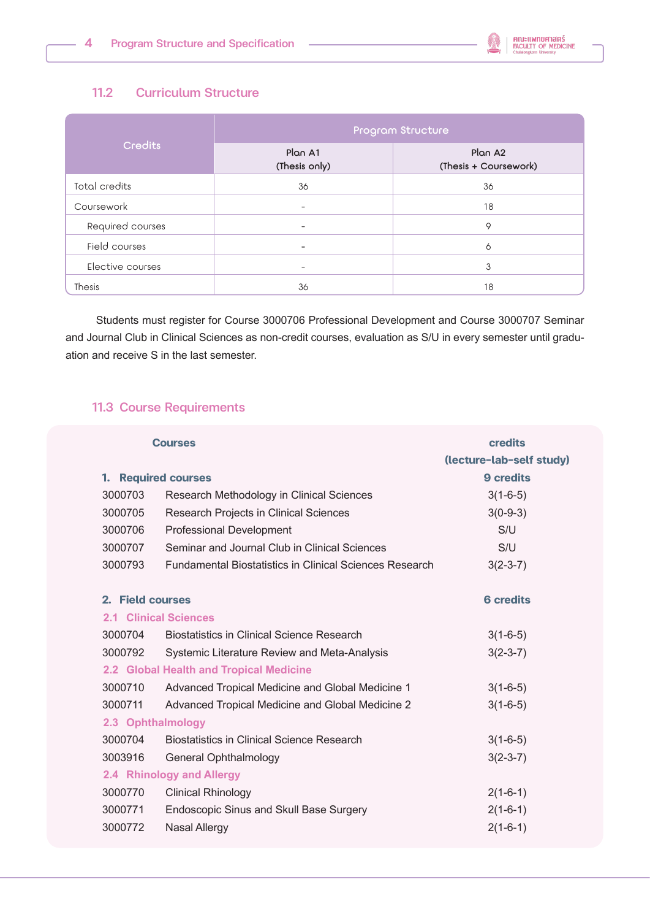## 11.2 Curriculum Structure

| Credits | Program Structure | |
|---|---|---|
| | Plan A1 (Thesis only) | Plan A2 (Thesis + Coursework) |
| Total credits | 36 | 36 |
| Coursework | - | 18 |
| Required courses | - | 9 |
| Field courses | - | 6 |
| Elective courses | - | 3 |
| Thesis | 36 | 18 |

Students must register for Course 3000706 Professional Development and Course 3000707 Seminar and Journal Club in Clinical Sciences as non-credit courses, evaluation as S/U in every semester until graduation and receive S in the last semester.

## 11.3 Course Requirements

| Courses | | credits (lecture-lab-self study) |
|---|---|---|
| **1. Required courses** | | **9 credits** |
| 3000703 | Research Methodology in Clinical Sciences | 3(1-6-5) |
| 3000705 | Research Projects in Clinical Sciences | 3(0-9-3) |
| 3000706 | Professional Development | S/U |
| 3000707 | Seminar and Journal Club in Clinical Sciences | S/U |
| 3000793 | Fundamental Biostatistics in Clinical Sciences Research | 3(2-3-7) |
| **2. Field courses** | | **6 credits** |
| **2.1 Clinical Sciences** | | |
| 3000704 | Biostatistics in Clinical Science Research | 3(1-6-5) |
| 3000792 | Systemic Literature Review and Meta-Analysis | 3(2-3-7) |
| **2.2 Global Health and Tropical Medicine** | | |
| 3000710 | Advanced Tropical Medicine and Global Medicine 1 | 3(1-6-5) |
| 3000711 | Advanced Tropical Medicine and Global Medicine 2 | 3(1-6-5) |
| **2.3 Ophthalmology** | | |
| 3000704 | Biostatistics in Clinical Science Research | 3(1-6-5) |
| 3003916 | General Ophthalmology | 3(2-3-7) |
| **2.4 Rhinology and Allergy** | | |
| 3000770 | Clinical Rhinology | 2(1-6-1) |
| 3000771 | Endoscopic Sinus and Skull Base Surgery | 2(1-6-1) |
| 3000772 | Nasal Allergy | 2(1-6-1) |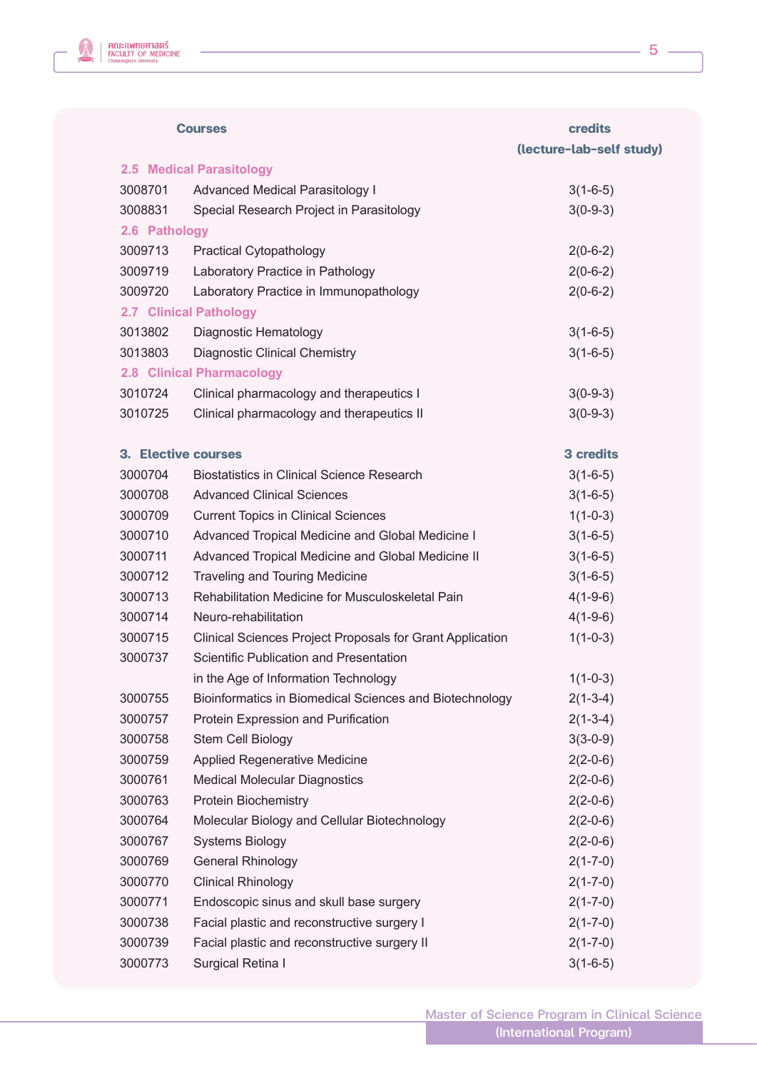| Courses | | credits (lecture-lab-self study) |
|---|---|---|
| **2.5 Medical Parasitology** | | |
| 3008701 | Advanced Medical Parasitology I | 3(1-6-5) |
| 3008831 | Special Research Project in Parasitology | 3(0-9-3) |
| **2.6 Pathology** | | |
| 3009713 | Practical Cytopathology | 2(0-6-2) |
| 3009719 | Laboratory Practice in Pathology | 2(0-6-2) |
| 3009720 | Laboratory Practice in Immunopathology | 2(0-6-2) |
| **2.7 Clinical Pathology** | | |
| 3013802 | Diagnostic Hematology | 3(1-6-5) |
| 3013803 | Diagnostic Clinical Chemistry | 3(1-6-5) |
| **2.8 Clinical Pharmacology** | | |
| 3010724 | Clinical pharmacology and therapeutics I | 3(0-9-3) |
| 3010725 | Clinical pharmacology and therapeutics II | 3(0-9-3) |
| **3. Elective courses** | | **3 credits** |
| 3000704 | Biostatistics in Clinical Science Research | 3(1-6-5) |
| 3000708 | Advanced Clinical Sciences | 3(1-6-5) |
| 3000709 | Current Topics in Clinical Sciences | 1(1-0-3) |
| 3000710 | Advanced Tropical Medicine and Global Medicine I | 3(1-6-5) |
| 3000711 | Advanced Tropical Medicine and Global Medicine II | 3(1-6-5) |
| 3000712 | Traveling and Touring Medicine | 3(1-6-5) |
| 3000713 | Rehabilitation Medicine for Musculoskeletal Pain | 4(1-9-6) |
| 3000714 | Neuro-rehabilitation | 4(1-9-6) |
| 3000715 | Clinical Sciences Project Proposals for Grant Application | 1(1-0-3) |
| 3000737 | Scientific Publication and Presentation in the Age of Information Technology | 1(1-0-3) |
| 3000755 | Bioinformatics in Biomedical Sciences and Biotechnology | 2(1-3-4) |
| 3000757 | Protein Expression and Purification | 2(1-3-4) |
| 3000758 | Stem Cell Biology | 3(3-0-9) |
| 3000759 | Applied Regenerative Medicine | 2(2-0-6) |
| 3000761 | Medical Molecular Diagnostics | 2(2-0-6) |
| 3000763 | Protein Biochemistry | 2(2-0-6) |
| 3000764 | Molecular Biology and Cellular Biotechnology | 2(2-0-6) |
| 3000767 | Systems Biology | 2(2-0-6) |
| 3000769 | General Rhinology | 2(1-7-0) |
| 3000770 | Clinical Rhinology | 2(1-7-0) |
| 3000771 | Endoscopic sinus and skull base surgery | 2(1-7-0) |
| 3000738 | Facial plastic and reconstructive surgery I | 2(1-7-0) |
| 3000739 | Facial plastic and reconstructive surgery II | 2(1-7-0) |
| 3000773 | Surgical Retina I | 3(1-6-5) |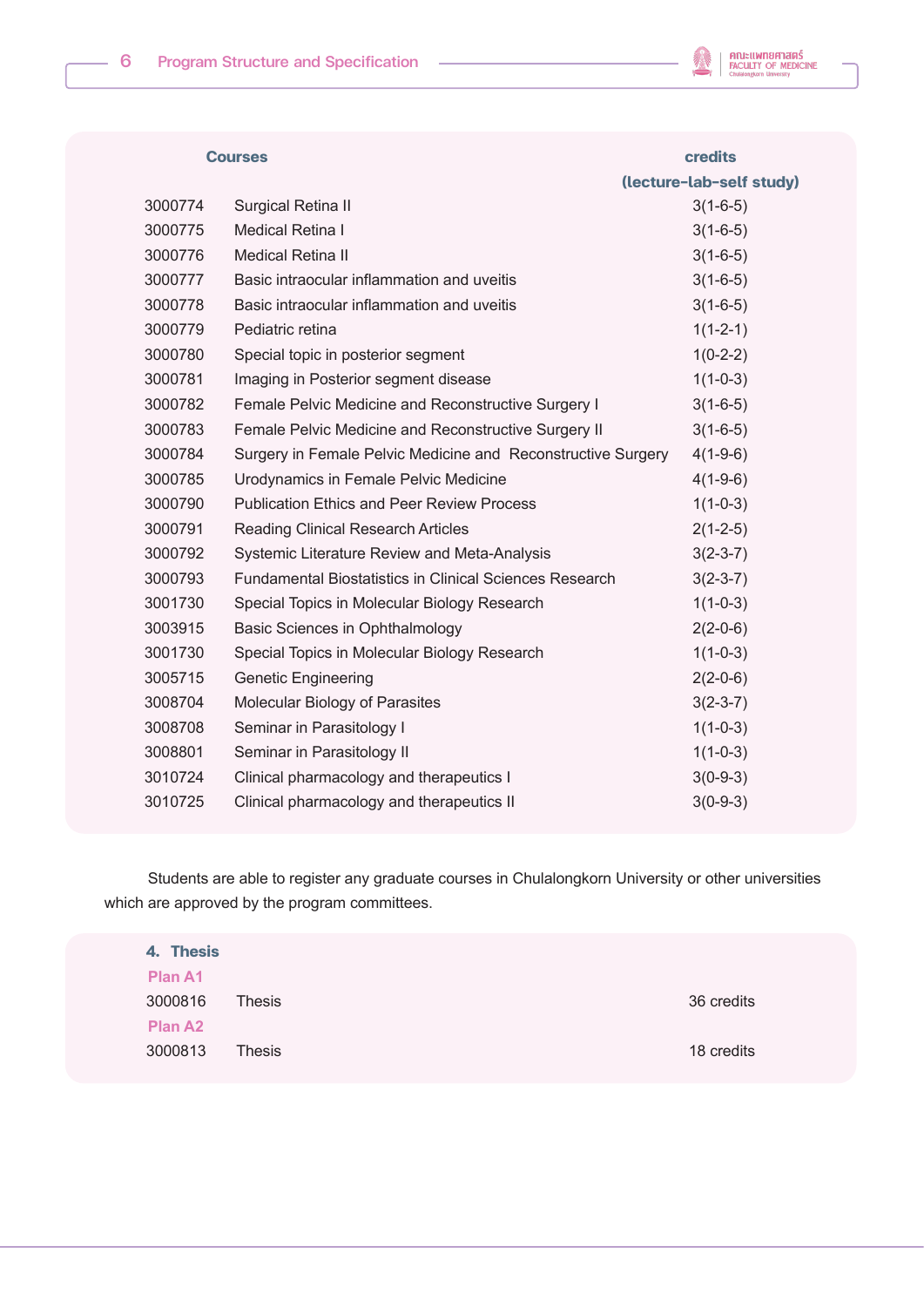| Courses | | credits (lecture-lab-self study) |
|---|---|---|
| 3000774 | Surgical Retina II | 3(1-6-5) |
| 3000775 | Medical Retina I | 3(1-6-5) |
| 3000776 | Medical Retina II | 3(1-6-5) |
| 3000777 | Basic intraocular inflammation and uveitis | 3(1-6-5) |
| 3000778 | Basic intraocular inflammation and uveitis | 3(1-6-5) |
| 3000779 | Pediatric retina | 1(1-2-1) |
| 3000780 | Special topic in posterior segment | 1(0-2-2) |
| 3000781 | Imaging in Posterior segment disease | 1(1-0-3) |
| 3000782 | Female Pelvic Medicine and Reconstructive Surgery I | 3(1-6-5) |
| 3000783 | Female Pelvic Medicine and Reconstructive Surgery II | 3(1-6-5) |
| 3000784 | Surgery in Female Pelvic Medicine and Reconstructive Surgery | 4(1-9-6) |
| 3000785 | Urodynamics in Female Pelvic Medicine | 4(1-9-6) |
| 3000790 | Publication Ethics and Peer Review Process | 1(1-0-3) |
| 3000791 | Reading Clinical Research Articles | 2(1-2-5) |
| 3000792 | Systemic Literature Review and Meta-Analysis | 3(2-3-7) |
| 3000793 | Fundamental Biostatistics in Clinical Sciences Research | 3(2-3-7) |
| 3001730 | Special Topics in Molecular Biology Research | 1(1-0-3) |
| 3003915 | Basic Sciences in Ophthalmology | 2(2-0-6) |
| 3001730 | Special Topics in Molecular Biology Research | 1(1-0-3) |
| 3005715 | Genetic Engineering | 2(2-0-6) |
| 3008704 | Molecular Biology of Parasites | 3(2-3-7) |
| 3008708 | Seminar in Parasitology I | 1(1-0-3) |
| 3008801 | Seminar in Parasitology II | 1(1-0-3) |
| 3010724 | Clinical pharmacology and therapeutics I | 3(0-9-3) |
| 3010725 | Clinical pharmacology and therapeutics II | 3(0-9-3) |

Students are able to register any graduate courses in Chulalongkorn University or other universities which are approved by the program committees.

## 4. Thesis

**Plan A1**

| | | |
|---|---|---|
| 3000816 | Thesis | 36 credits |

**Plan A2**

| | | |
|---|---|---|
| 3000813 | Thesis | 18 credits |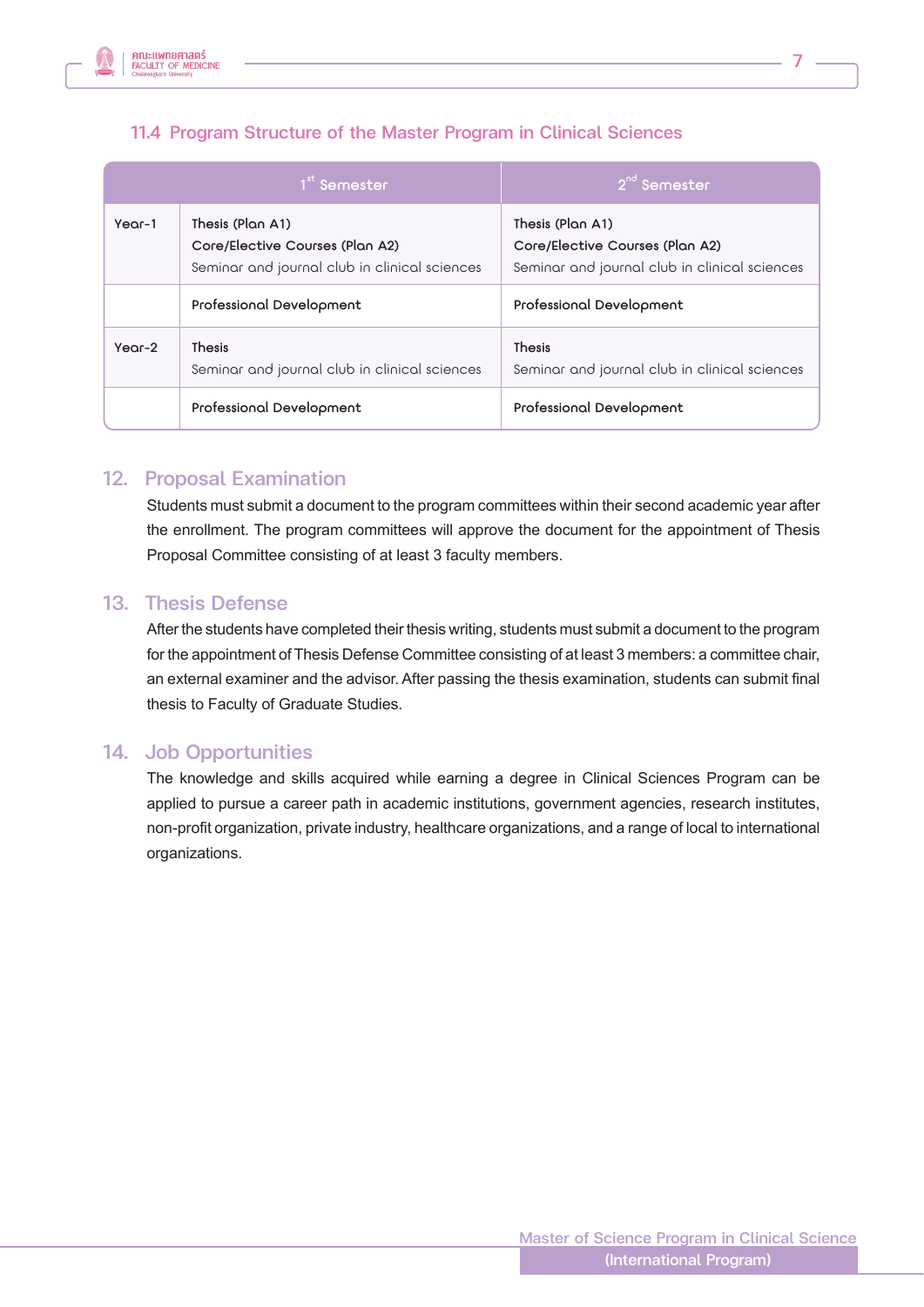### 11.4 Program Structure of the Master Program in Clinical Sciences

| | 1st Semester | 2nd Semester |
|---|---|---|
| Year-1 | Thesis (Plan A1)<br>Core/Elective Courses (Plan A2)<br>Seminar and journal club in clinical sciences | Thesis (Plan A1)<br>Core/Elective Courses (Plan A2)<br>Seminar and journal club in clinical sciences |
| | Professional Development | Professional Development |
| Year-2 | Thesis<br>Seminar and journal club in clinical sciences | Thesis<br>Seminar and journal club in clinical sciences |
| | Professional Development | Professional Development |

## 12. Proposal Examination

Students must submit a document to the program committees within their second academic year after the enrollment. The program committees will approve the document for the appointment of Thesis Proposal Committee consisting of at least 3 faculty members.

## 13. Thesis Defense

After the students have completed their thesis writing, students must submit a document to the program for the appointment of Thesis Defense Committee consisting of at least 3 members: a committee chair, an external examiner and the advisor. After passing the thesis examination, students can submit final thesis to Faculty of Graduate Studies.

## 14. Job Opportunities

The knowledge and skills acquired while earning a degree in Clinical Sciences Program can be applied to pursue a career path in academic institutions, government agencies, research institutes, non-profit organization, private industry, healthcare organizations, and a range of local to international organizations.